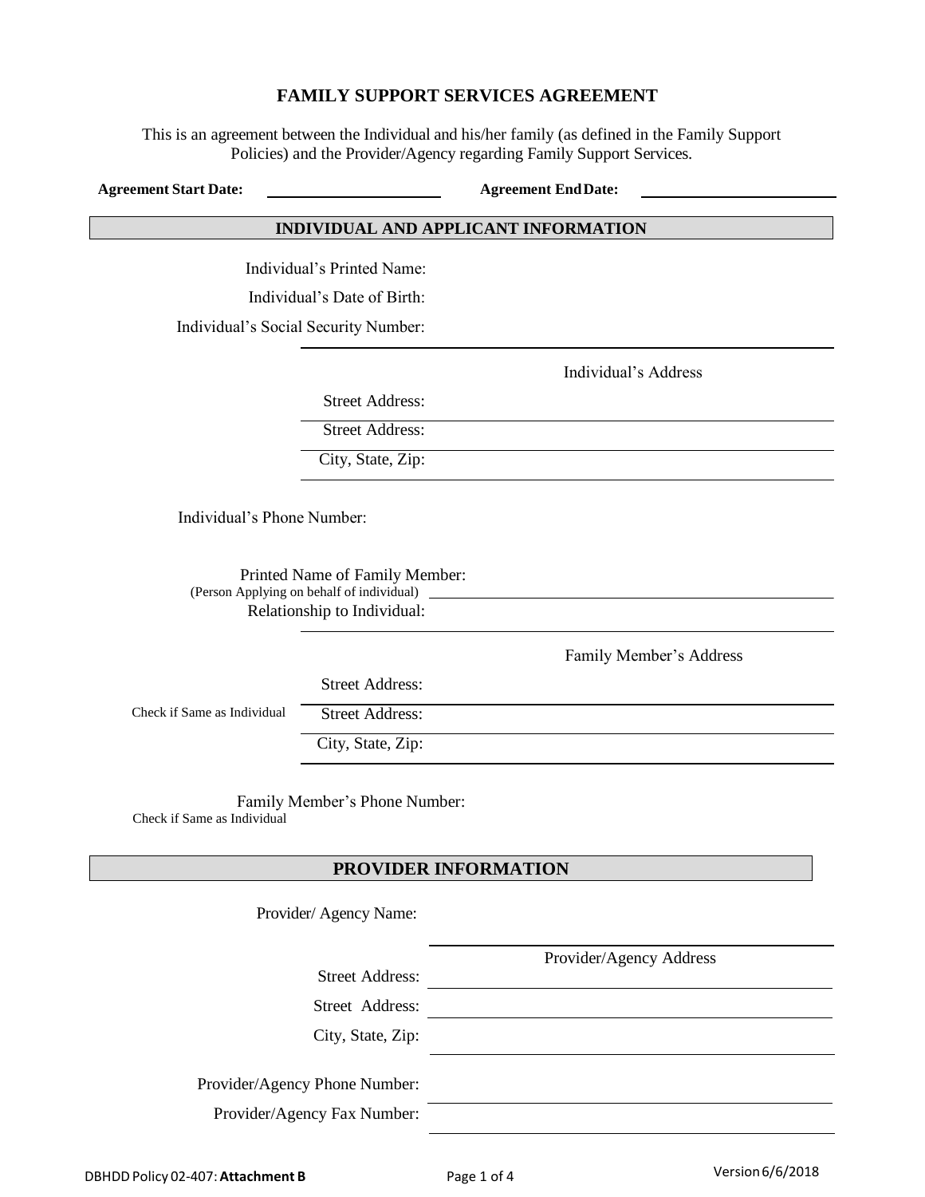# FAMILY SUPPORT SERVICES AGREEMENT

This is an agreement between the Individual and his/her family (as defined in the Family Support Policies) and the Provider/Agency regarding Family Support Services.

**Agreement Start Date:** ____________________ **Agreement End Date:** ____________________

## INDIVIDUAL AND APPLICANT INFORMATION

Individual's Printed Name:

Individual's Date of Birth:

Individual's Social Security Number:

**Individual's Address**

Street Address:

Street Address:

City, State, Zip:

Individual's Phone Number:

Printed Name of Family Member:
(Person Applying on behalf of individual)

Relationship to Individual:

**Family Member's Address**

Check if Same as Individual

Street Address:

Street Address:

City, State, Zip:

Family Member's Phone Number:
Check if Same as Individual

## PROVIDER INFORMATION

Provider/ Agency Name:

**Provider/Agency Address**

Street Address: ____________________

Street Address: ____________________

City, State, Zip: ____________________

Provider/Agency Phone Number: ____________________

Provider/Agency Fax Number: ____________________

DBHDD Policy 02-407: **Attachment B** Version 6/6/2018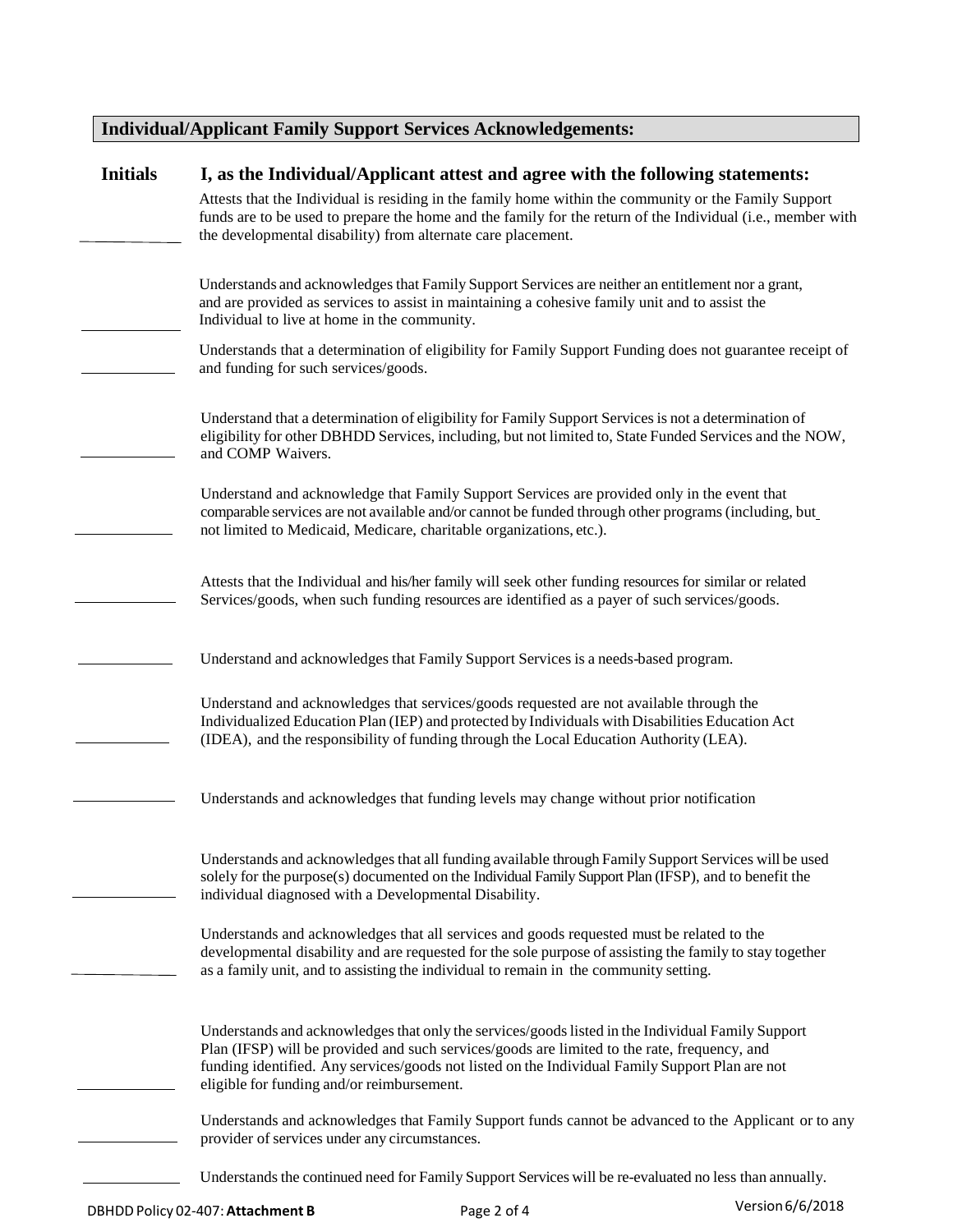## Individual/Applicant Family Support Services Acknowledgements:

| Initials | I, as the Individual/Applicant attest and agree with the following statements: |
| --- | --- |
| ________ | Attests that the Individual is residing in the family home within the community or the Family Support funds are to be used to prepare the home and the family for the return of the Individual (i.e., member with the developmental disability) from alternate care placement. |
| ________ | Understands and acknowledges that Family Support Services are neither an entitlement nor a grant, and are provided as services to assist in maintaining a cohesive family unit and to assist the Individual to live at home in the community. |
| ________ | Understands that a determination of eligibility for Family Support Funding does not guarantee receipt of and funding for such services/goods. |
| ________ | Understand that a determination of eligibility for Family Support Services is not a determination of eligibility for other DBHDD Services, including, but not limited to, State Funded Services and the NOW, and COMP Waivers. |
| ________ | Understand and acknowledge that Family Support Services are provided only in the event that comparable services are not available and/or cannot be funded through other programs (including, but not limited to Medicaid, Medicare, charitable organizations, etc.). |
| ________ | Attests that the Individual and his/her family will seek other funding resources for similar or related Services/goods, when such funding resources are identified as a payer of such services/goods. |
| ________ | Understand and acknowledges that Family Support Services is a needs-based program. |
| ________ | Understand and acknowledges that services/goods requested are not available through the Individualized Education Plan (IEP) and protected by Individuals with Disabilities Education Act (IDEA), and the responsibility of funding through the Local Education Authority (LEA). |
| ________ | Understands and acknowledges that funding levels may change without prior notification |
| ________ | Understands and acknowledges that all funding available through Family Support Services will be used solely for the purpose(s) documented on the Individual Family Support Plan (IFSP), and to benefit the individual diagnosed with a Developmental Disability. |
| ________ | Understands and acknowledges that all services and goods requested must be related to the developmental disability and are requested for the sole purpose of assisting the family to stay together as a family unit, and to assisting the individual to remain in the community setting. |
| ________ | Understands and acknowledges that only the services/goods listed in the Individual Family Support Plan (IFSP) will be provided and such services/goods are limited to the rate, frequency, and funding identified. Any services/goods not listed on the Individual Family Support Plan are not eligible for funding and/or reimbursement. |
| ________ | Understands and acknowledges that Family Support funds cannot be advanced to the Applicant or to any provider of services under any circumstances. |
| ________ | Understands the continued need for Family Support Services will be re-evaluated no less than annually. |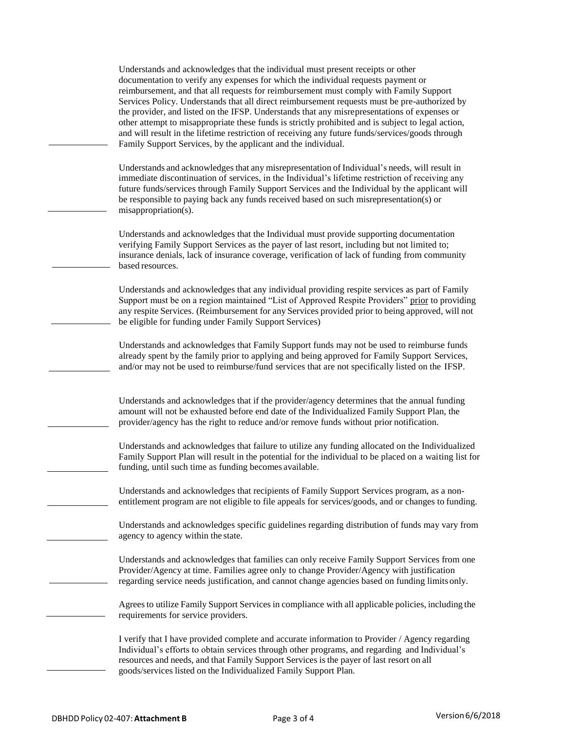_____________ Understands and acknowledges that the individual must present receipts or other documentation to verify any expenses for which the individual requests payment or reimbursement, and that all requests for reimbursement must comply with Family Support Services Policy. Understands that all direct reimbursement requests must be pre-authorized by the provider, and listed on the IFSP. Understands that any misrepresentations of expenses or other attempt to misappropriate these funds is strictly prohibited and is subject to legal action, and will result in the lifetime restriction of receiving any future funds/services/goods through Family Support Services, by the applicant and the individual.

_____________ Understands and acknowledges that any misrepresentation of Individual's needs, will result in immediate discontinuation of services, in the Individual's lifetime restriction of receiving any future funds/services through Family Support Services and the Individual by the applicant will be responsible to paying back any funds received based on such misrepresentation(s) or misappropriation(s).

_____________ Understands and acknowledges that the Individual must provide supporting documentation verifying Family Support Services as the payer of last resort, including but not limited to; insurance denials, lack of insurance coverage, verification of lack of funding from community based resources.

_____________ Understands and acknowledges that any individual providing respite services as part of Family Support must be on a region maintained "List of Approved Respite Providers" prior to providing any respite Services. (Reimbursement for any Services provided prior to being approved, will not be eligible for funding under Family Support Services)

_____________ Understands and acknowledges that Family Support funds may not be used to reimburse funds already spent by the family prior to applying and being approved for Family Support Services, and/or may not be used to reimburse/fund services that are not specifically listed on the IFSP.

_____________ Understands and acknowledges that if the provider/agency determines that the annual funding amount will not be exhausted before end date of the Individualized Family Support Plan, the provider/agency has the right to reduce and/or remove funds without prior notification.

_____________ Understands and acknowledges that failure to utilize any funding allocated on the Individualized Family Support Plan will result in the potential for the individual to be placed on a waiting list for funding, until such time as funding becomes available.

_____________ Understands and acknowledges that recipients of Family Support Services program, as a non-entitlement program are not eligible to file appeals for services/goods, and or changes to funding.

_____________ Understands and acknowledges specific guidelines regarding distribution of funds may vary from agency to agency within the state.

_____________ Understands and acknowledges that families can only receive Family Support Services from one Provider/Agency at time. Families agree only to change Provider/Agency with justification regarding service needs justification, and cannot change agencies based on funding limits only.

_____________ Agrees to utilize Family Support Services in compliance with all applicable policies, including the requirements for service providers.

_____________ I verify that I have provided complete and accurate information to Provider / Agency regarding Individual's efforts to obtain services through other programs, and regarding and Individual's resources and needs, and that Family Support Services is the payer of last resort on all goods/services listed on the Individualized Family Support Plan.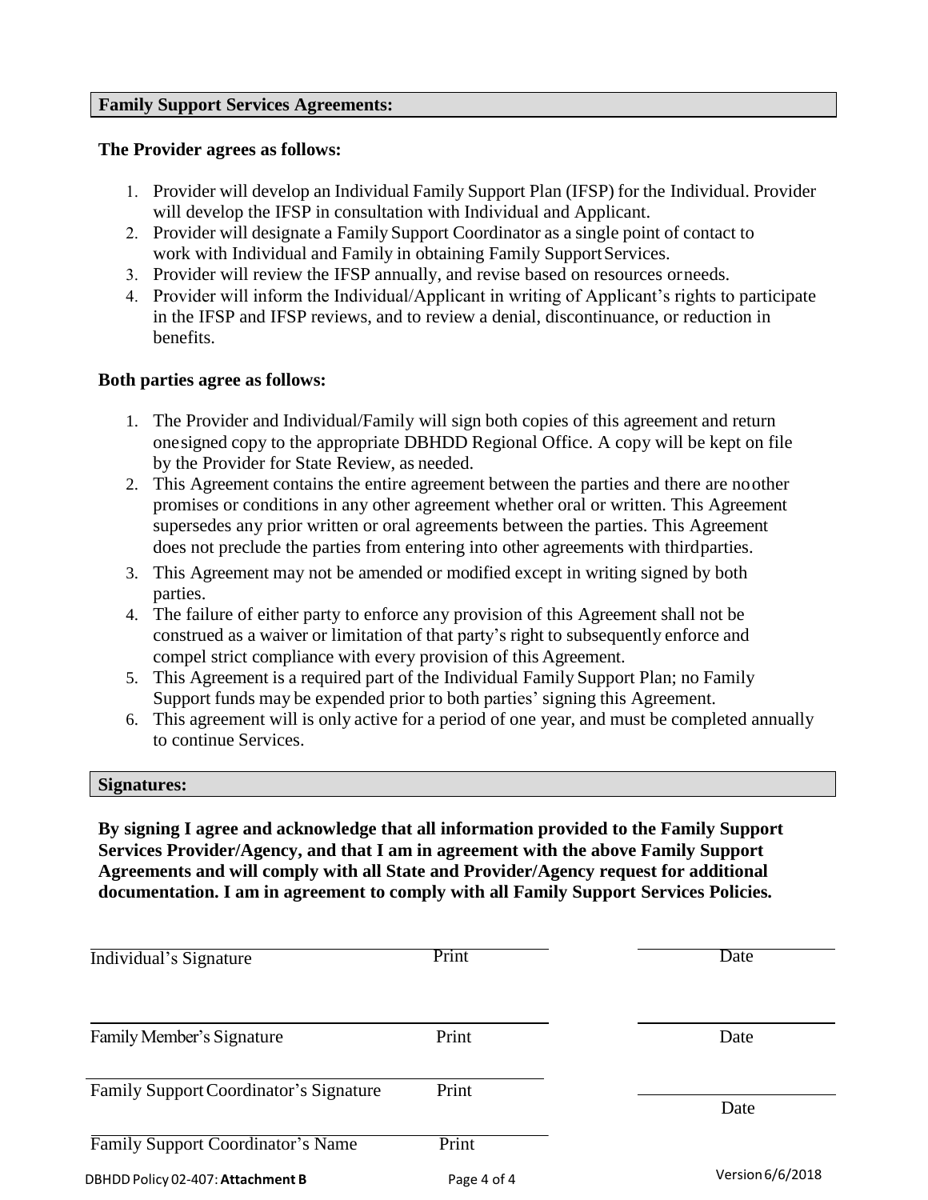## Family Support Services Agreements:

**The Provider agrees as follows:**

1. Provider will develop an Individual Family Support Plan (IFSP) for the Individual. Provider will develop the IFSP in consultation with Individual and Applicant.
2. Provider will designate a Family Support Coordinator as a single point of contact to work with Individual and Family in obtaining Family Support Services.
3. Provider will review the IFSP annually, and revise based on resources or needs.
4. Provider will inform the Individual/Applicant in writing of Applicant's rights to participate in the IFSP and IFSP reviews, and to review a denial, discontinuance, or reduction in benefits.

**Both parties agree as follows:**

1. The Provider and Individual/Family will sign both copies of this agreement and return one signed copy to the appropriate DBHDD Regional Office. A copy will be kept on file by the Provider for State Review, as needed.
2. This Agreement contains the entire agreement between the parties and there are no other promises or conditions in any other agreement whether oral or written. This Agreement supersedes any prior written or oral agreements between the parties. This Agreement does not preclude the parties from entering into other agreements with third parties.
3. This Agreement may not be amended or modified except in writing signed by both parties.
4. The failure of either party to enforce any provision of this Agreement shall not be construed as a waiver or limitation of that party's right to subsequently enforce and compel strict compliance with every provision of this Agreement.
5. This Agreement is a required part of the Individual Family Support Plan; no Family Support funds may be expended prior to both parties' signing this Agreement.
6. This agreement will is only active for a period of one year, and must be completed annually to continue Services.

## Signatures:

**By signing I agree and acknowledge that all information provided to the Family Support Services Provider/Agency, and that I am in agreement with the above Family Support Agreements and will comply with all State and Provider/Agency request for additional documentation. I am in agreement to comply with all Family Support Services Policies.**

| | | |
|---|---|---|
| Individual's Signature | Print | Date |
| Family Member's Signature | Print | Date |
| Family Support Coordinator's Signature | Print | Date |
| Family Support Coordinator's Name | Print | |

DBHDD Policy 02-407: **Attachment B**

Version 6/6/2018